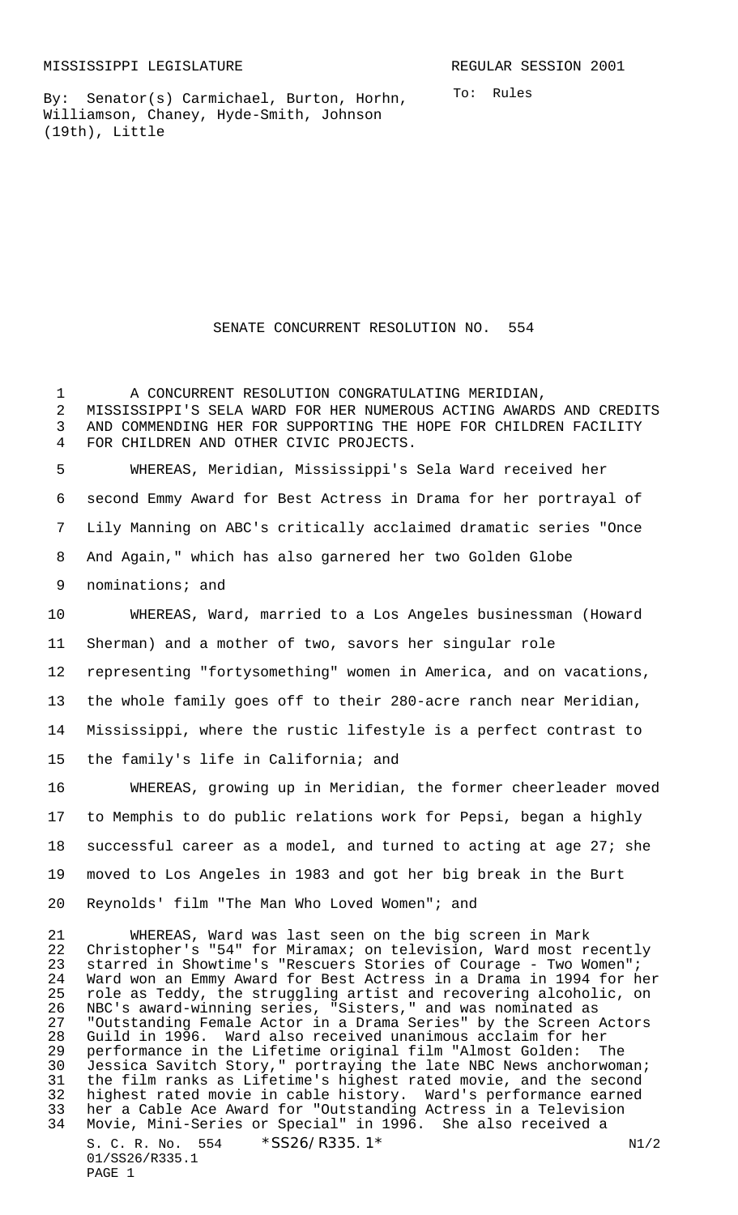MISSISSIPPI LEGISLATURE REGULAR SESSION 2001

By: Senator(s) Carmichael, Burton, Horhn, Williamson, Chaney, Hyde-Smith, Johnson (19th), Little

To: Rules

# SENATE CONCURRENT RESOLUTION NO. 554

A CONCURRENT RESOLUTION CONGRATULATING MERIDIAN, MISSISSIPPI'S SELA WARD FOR HER NUMEROUS ACTING AWARDS AND CREDITS AND COMMENDING HER FOR SUPPORTING THE HOPE FOR CHILDREN FACILITY FOR CHILDREN AND OTHER CIVIC PROJECTS.

WHEREAS, Meridian, Mississippi's Sela Ward received her second Emmy Award for Best Actress in Drama for her portrayal of Lily Manning on ABC's critically acclaimed dramatic series "Once And Again," which has also garnered her two Golden Globe nominations; and

WHEREAS, Ward, married to a Los Angeles businessman (Howard Sherman) and a mother of two, savors her singular role representing "fortysomething" women in America, and on vacations, the whole family goes off to their 280-acre ranch near Meridian, Mississippi, where the rustic lifestyle is a perfect contrast to the family's life in California; and

WHEREAS, growing up in Meridian, the former cheerleader moved to Memphis to do public relations work for Pepsi, began a highly successful career as a model, and turned to acting at age 27; she moved to Los Angeles in 1983 and got her big break in the Burt Reynolds' film "The Man Who Loved Women"; and

WHEREAS, Ward was last seen on the big screen in Mark Christopher's "54" for Miramax; on television, Ward most recently starred in Showtime's "Rescuers Stories of Courage - Two Women"; Ward won an Emmy Award for Best Actress in a Drama in 1994 for her role as Teddy, the struggling artist and recovering alcoholic, on NBC's award-winning series, "Sisters," and was nominated as "Outstanding Female Actor in a Drama Series" by the Screen Actors Guild in 1996. Ward also received unanimous acclaim for her performance in the Lifetime original film "Almost Golden: The Jessica Savitch Story," portraying the late NBC News anchorwoman; the film ranks as Lifetime's highest rated movie, and the second highest rated movie in cable history. Ward's performance earned her a Cable Ace Award for "Outstanding Actress in a Television Movie, Mini-Series or Special" in 1996. She also received a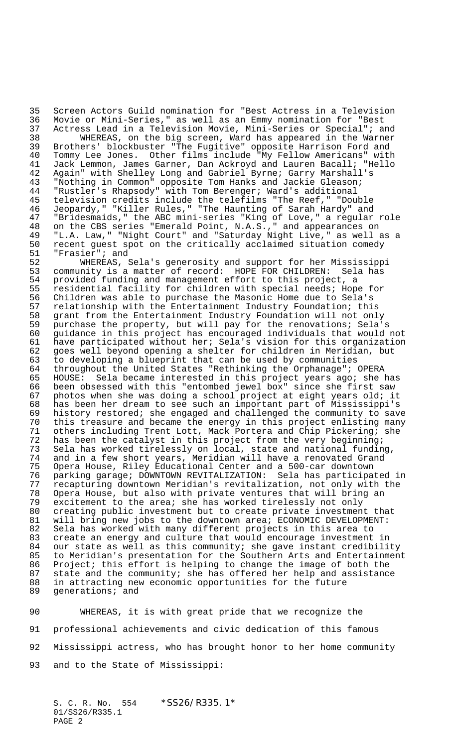Screen Actors Guild nomination for "Best Actress in a Television Movie or Mini-Series," as well as an Emmy nomination for "Best Actress Lead in a Television Movie, Mini-Series or Special"; and

WHEREAS, on the big screen, Ward has appeared in the Warner Brothers' blockbuster "The Fugitive" opposite Harrison Ford and Tommy Lee Jones. Other films include "My Fellow Americans" with Jack Lemmon, James Garner, Dan Ackroyd and Lauren Bacall; "Hello Again" with Shelley Long and Gabriel Byrne; Garry Marshall's "Nothing in Common" opposite Tom Hanks and Jackie Gleason; "Rustler's Rhapsody" with Tom Berenger; Ward's additional television credits include the telefilms "The Reef," "Double Jeopardy," "Killer Rules," "The Haunting of Sarah Hardy" and "Bridesmaids," the ABC mini-series "King of Love," a regular role on the CBS series "Emerald Point, N.A.S.," and appearances on "L.A. Law," "Night Court" and "Saturday Night Live," as well as a recent guest spot on the critically acclaimed situation comedy "Frasier"; and

WHEREAS, Sela's generosity and support for her Mississippi community is a matter of record: HOPE FOR CHILDREN: Sela has provided funding and management effort to this project, a residential facility for children with special needs; Hope for Children was able to purchase the Masonic Home due to Sela's relationship with the Entertainment Industry Foundation; this grant from the Entertainment Industry Foundation will not only purchase the property, but will pay for the renovations; Sela's guidance in this project has encouraged individuals that would not have participated without her; Sela's vision for this organization goes well beyond opening a shelter for children in Meridian, but to developing a blueprint that can be used by communities throughout the United States "Rethinking the Orphanage"; OPERA HOUSE: Sela became interested in this project years ago; she has been obsessed with this "entombed jewel box" since she first saw photos when she was doing a school project at eight years old; it has been her dream to see such an important part of Mississippi's history restored; she engaged and challenged the community to save this treasure and became the energy in this project enlisting many others including Trent Lott, Mack Portera and Chip Pickering; she has been the catalyst in this project from the very beginning; Sela has worked tirelessly on local, state and national funding, and in a few short years, Meridian will have a renovated Grand Opera House, Riley Educational Center and a 500-car downtown parking garage; DOWNTOWN REVITALIZATION: Sela has participated in recapturing downtown Meridian's revitalization, not only with the Opera House, but also with private ventures that will bring an excitement to the area; she has worked tirelessly not only creating public investment but to create private investment that will bring new jobs to the downtown area; ECONOMIC DEVELOPMENT: Sela has worked with many different projects in this area to create an energy and culture that would encourage investment in our state as well as this community; she gave instant credibility to Meridian's presentation for the Southern Arts and Entertainment Project; this effort is helping to change the image of both the state and the community; she has offered her help and assistance in attracting new economic opportunities for the future generations; and

WHEREAS, it is with great pride that we recognize the professional achievements and civic dedication of this famous Mississippi actress, who has brought honor to her home community and to the State of Mississippi: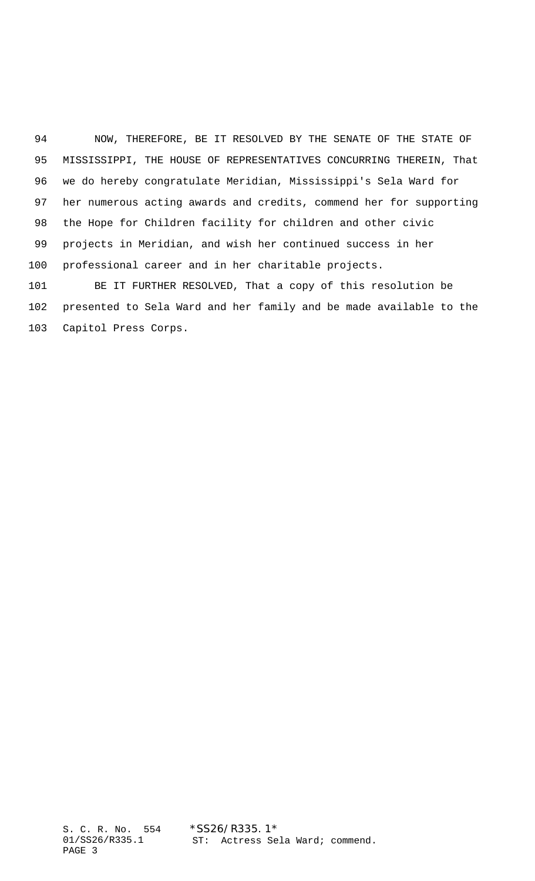NOW, THEREFORE, BE IT RESOLVED BY THE SENATE OF THE STATE OF MISSISSIPPI, THE HOUSE OF REPRESENTATIVES CONCURRING THEREIN, That we do hereby congratulate Meridian, Mississippi's Sela Ward for her numerous acting awards and credits, commend her for supporting the Hope for Children facility for children and other civic projects in Meridian, and wish her continued success in her professional career and in her charitable projects.

BE IT FURTHER RESOLVED, That a copy of this resolution be presented to Sela Ward and her family and be made available to the Capitol Press Corps.